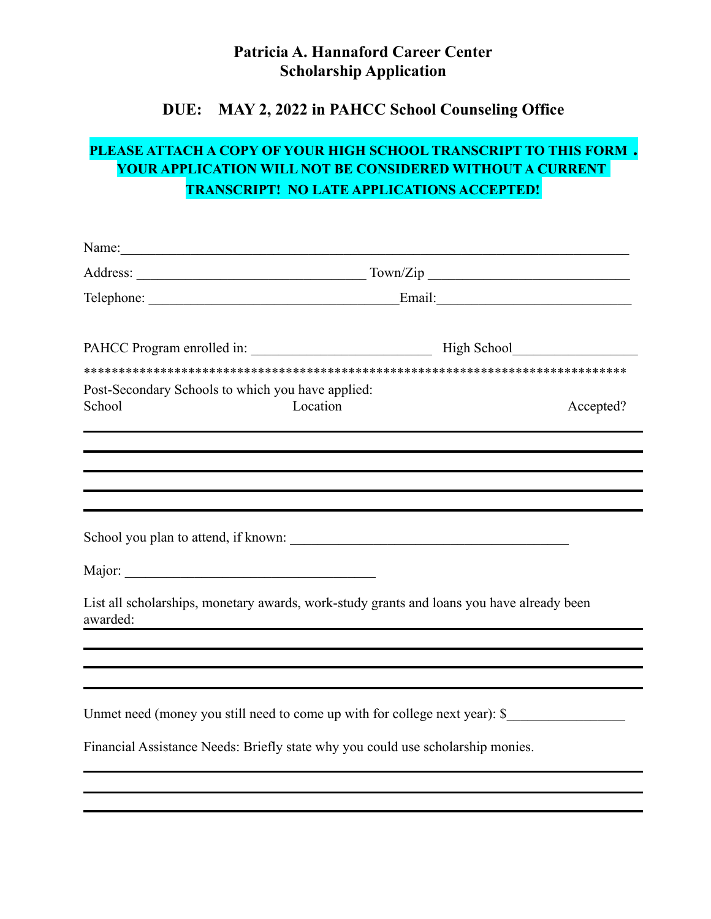# Patricia A. Hannaford Career Center
## Scholarship Application

### DUE: MAY 2, 2022 in PAHCC School Counseling Office

**PLEASE ATTACH A COPY OF YOUR HIGH SCHOOL TRANSCRIPT TO THIS FORM. YOUR APPLICATION WILL NOT BE CONSIDERED WITHOUT A CURRENT TRANSCRIPT! NO LATE APPLICATIONS ACCEPTED!**

Name:_______________________________________________________________

Address: ______________________________ Town/Zip ___________________________

Telephone: ________________________________Email:__________________________

PAHCC Program enrolled in: _______________________ High School_________________

*****************************************************************************

Post-Secondary Schools to which you have applied:

| School | Location | Accepted? |
|---|---|---|
| | | |
| | | |
| | | |
| | | |
| | | |

School you plan to attend, if known: _____________________________________

Major: _________________________________

List all scholarships, monetary awards, work-study grants and loans you have already been awarded:

_____________________________________________________________________________

_____________________________________________________________________________

_____________________________________________________________________________

_____________________________________________________________________________

Unmet need (money you still need to come up with for college next year): $________________

Financial Assistance Needs: Briefly state why you could use scholarship monies.

_____________________________________________________________________________

_____________________________________________________________________________

_____________________________________________________________________________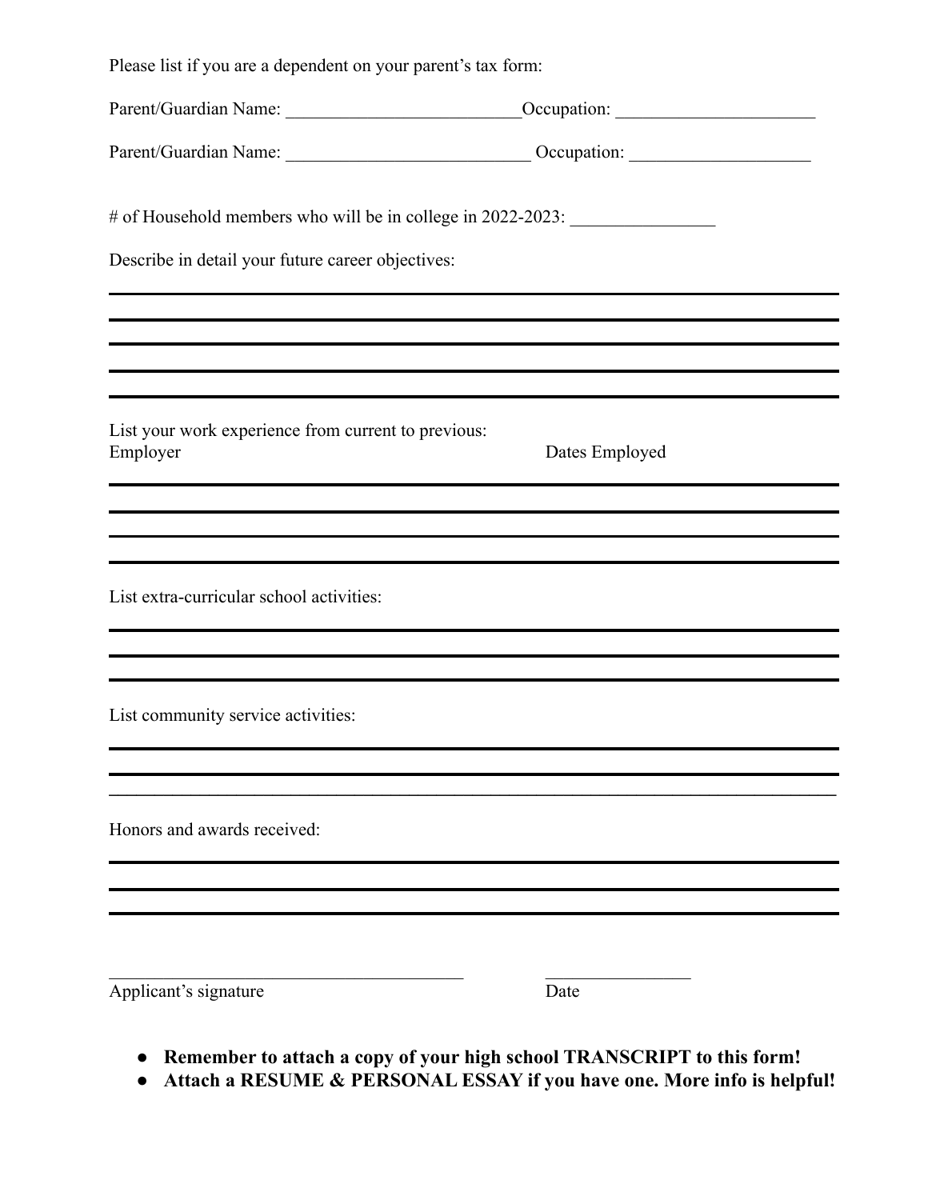Please list if you are a dependent on your parent's tax form:

Parent/Guardian Name: ___________________________Occupation: _______________________

Parent/Guardian Name: ____________________________ Occupation: _____________________

# of Household members who will be in college in 2022-2023: ________________

Describe in detail your future career objectives:

_______________________________________________________________________________

_______________________________________________________________________________

_______________________________________________________________________________

_______________________________________________________________________________

_______________________________________________________________________________

List your work experience from current to previous:

Employer                                                    Dates Employed

_______________________________________________________________________________

_______________________________________________________________________________

_______________________________________________________________________________

_______________________________________________________________________________

List extra-curricular school activities:

_______________________________________________________________________________

_______________________________________________________________________________

_______________________________________________________________________________

List community service activities:

_______________________________________________________________________________

_______________________________________________________________________________

_______________________________________________________________________________

Honors and awards received:

_______________________________________________________________________________

_______________________________________________________________________________

_______________________________________________________________________________

_________________________________________          ________________

Applicant's signature                                        Date

- **Remember to attach a copy of your high school TRANSCRIPT to this form!**
- **Attach a RESUME & PERSONAL ESSAY if you have one. More info is helpful!**